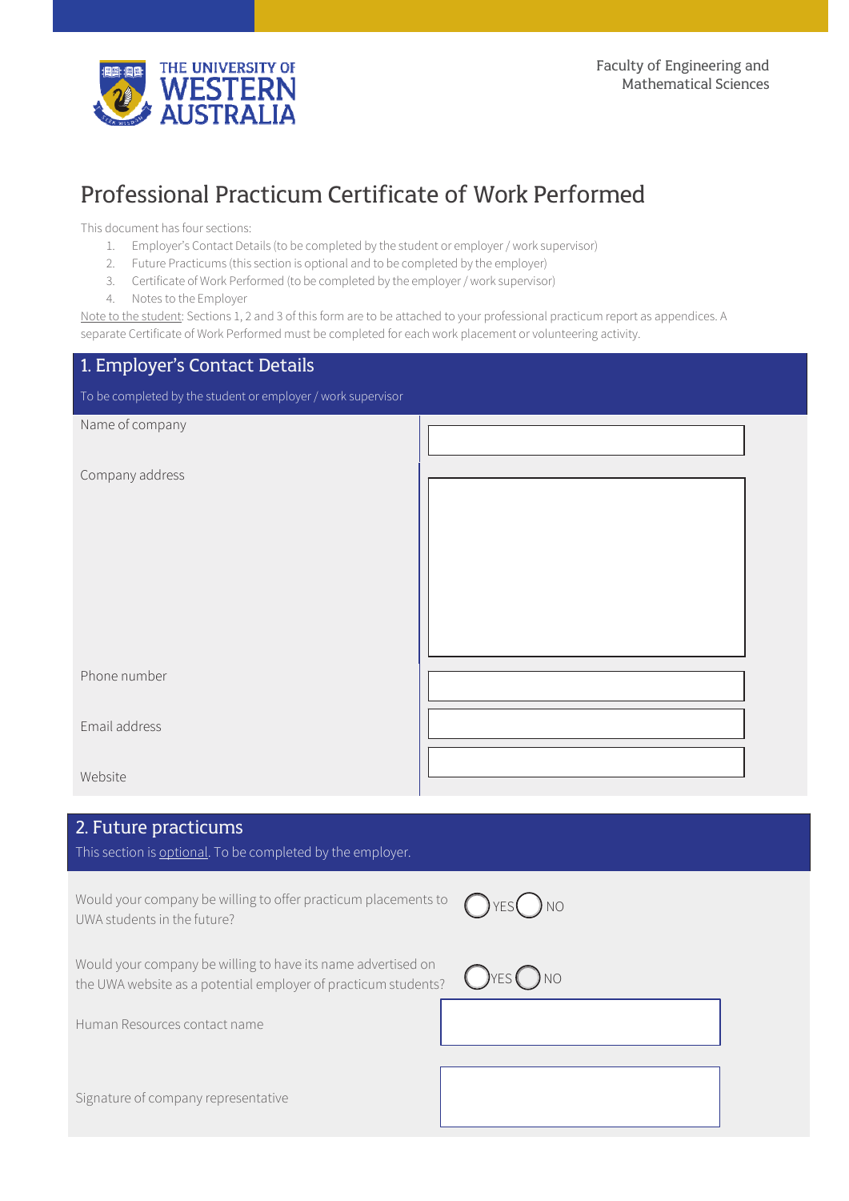Faculty of Engineering and Mathematical Sciences

# Professional Practicum Certificate of Work Performed

This document has four sections:

1. Employer's Contact Details (to be completed by the student or employer / work supervisor)
2. Future Practicums (this section is optional and to be completed by the employer)
3. Certificate of Work Performed (to be completed by the employer / work supervisor)
4. Notes to the Employer

Note to the student: Sections 1, 2 and 3 of this form are to be attached to your professional practicum report as appendices. A separate Certificate of Work Performed must be completed for each work placement or volunteering activity.

## 1. Employer's Contact Details

To be completed by the student or employer / work supervisor

| | |
|---|---|
| Name of company | |
| Company address | |
| Phone number | |
| Email address | |
| Website | |

## 2. Future practicums

This section is optional. To be completed by the employer.

| | |
|---|---|
| Would your company be willing to offer practicum placements to UWA students in the future? | ◯ YES ◯ NO |
| Would your company be willing to have its name advertised on the UWA website as a potential employer of practicum students? | ◯ YES ◯ NO |
| Human Resources contact name | |
| Signature of company representative | |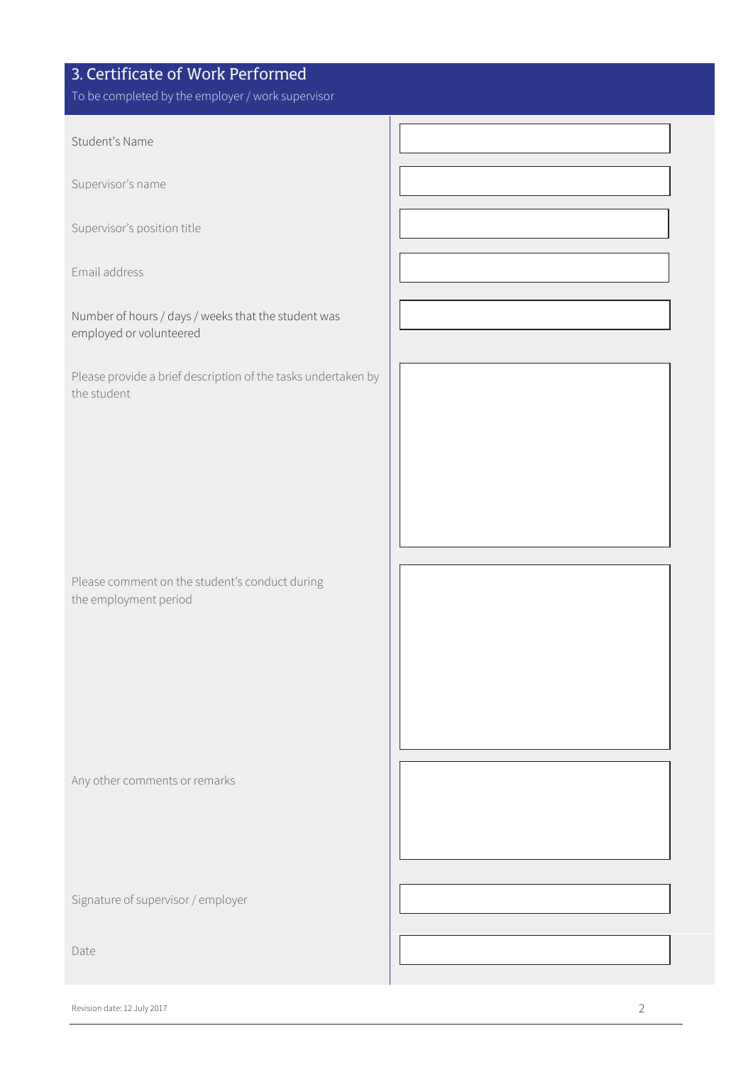## 3. Certificate of Work Performed

To be completed by the employer / work supervisor

| | |
|---|---|
| Student's Name | |
| Supervisor's name | |
| Supervisor's position title | |
| Email address | |
| Number of hours / days / weeks that the student was employed or volunteered | |
| Please provide a brief description of the tasks undertaken by the student | |
| Please comment on the student's conduct during the employment period | |
| Any other comments or remarks | |
| Signature of supervisor / employer | |
| Date | |

Revision date: 12 July 2017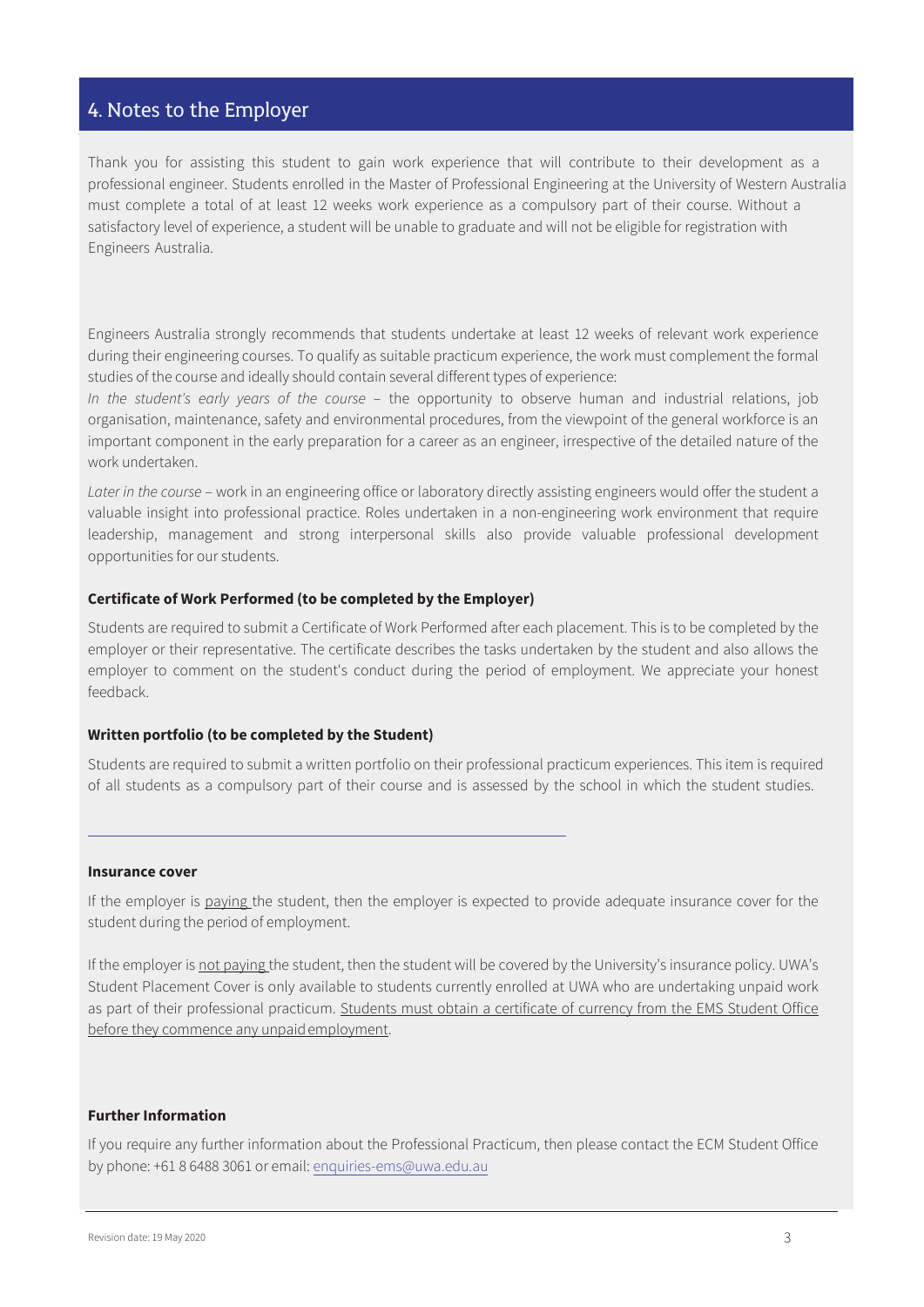## 4. Notes to the Employer

Thank you for assisting this student to gain work experience that will contribute to their development as a professional engineer. Students enrolled in the Master of Professional Engineering at the University of Western Australia must complete a total of at least 12 weeks work experience as a compulsory part of their course. Without a satisfactory level of experience, a student will be unable to graduate and will not be eligible for registration with Engineers Australia.

Engineers Australia strongly recommends that students undertake at least 12 weeks of relevant work experience during their engineering courses. To qualify as suitable practicum experience, the work must complement the formal studies of the course and ideally should contain several different types of experience:

*In the student's early years of the course* – the opportunity to observe human and industrial relations, job organisation, maintenance, safety and environmental procedures, from the viewpoint of the general workforce is an important component in the early preparation for a career as an engineer, irrespective of the detailed nature of the work undertaken.

*Later in the course* – work in an engineering office or laboratory directly assisting engineers would offer the student a valuable insight into professional practice. Roles undertaken in a non-engineering work environment that require leadership, management and strong interpersonal skills also provide valuable professional development opportunities for our students.

**Certificate of Work Performed (to be completed by the Employer)**

Students are required to submit a Certificate of Work Performed after each placement. This is to be completed by the employer or their representative. The certificate describes the tasks undertaken by the student and also allows the employer to comment on the student's conduct during the period of employment. We appreciate your honest feedback.

**Written portfolio (to be completed by the Student)**

Students are required to submit a written portfolio on their professional practicum experiences. This item is required of all students as a compulsory part of their course and is assessed by the school in which the student studies.

---

**Insurance cover**

If the employer is paying the student, then the employer is expected to provide adequate insurance cover for the student during the period of employment.

If the employer is not paying the student, then the student will be covered by the University's insurance policy. UWA's Student Placement Cover is only available to students currently enrolled at UWA who are undertaking unpaid work as part of their professional practicum. Students must obtain a certificate of currency from the EMS Student Office before they commence any unpaid employment.

**Further Information**

If you require any further information about the Professional Practicum, then please contact the ECM Student Office by phone: +61 8 6488 3061 or email: enquiries-ems@uwa.edu.au

Revision date: 19 May 2020